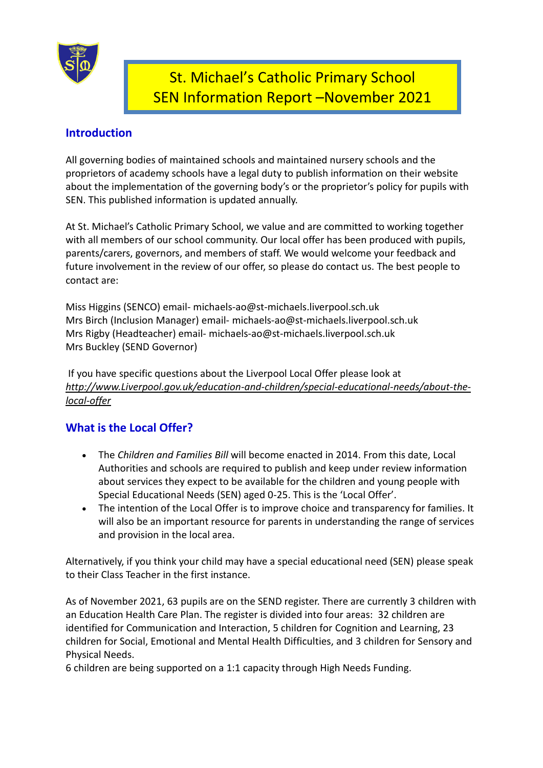# St. Michael's Catholic Primary School
# SEN Information Report –November 2021

## Introduction

All governing bodies of maintained schools and maintained nursery schools and the proprietors of academy schools have a legal duty to publish information on their website about the implementation of the governing body's or the proprietor's policy for pupils with SEN. This published information is updated annually.

At St. Michael's Catholic Primary School, we value and are committed to working together with all members of our school community. Our local offer has been produced with pupils, parents/carers, governors, and members of staff. We would welcome your feedback and future involvement in the review of our offer, so please do contact us. The best people to contact are:

Miss Higgins (SENCO) email- michaels-ao@st-michaels.liverpool.sch.uk
Mrs Birch (Inclusion Manager) email- michaels-ao@st-michaels.liverpool.sch.uk
Mrs Rigby (Headteacher) email- michaels-ao@st-michaels.liverpool.sch.uk
Mrs Buckley (SEND Governor)

If you have specific questions about the Liverpool Local Offer please look at *http://www.Liverpool.gov.uk/education-and-children/special-educational-needs/about-the-local-offer*

## What is the Local Offer?

- The *Children and Families Bill* will become enacted in 2014. From this date, Local Authorities and schools are required to publish and keep under review information about services they expect to be available for the children and young people with Special Educational Needs (SEN) aged 0-25. This is the 'Local Offer'.
- The intention of the Local Offer is to improve choice and transparency for families. It will also be an important resource for parents in understanding the range of services and provision in the local area.

Alternatively, if you think your child may have a special educational need (SEN) please speak to their Class Teacher in the first instance.

As of November 2021, 63 pupils are on the SEND register. There are currently 3 children with an Education Health Care Plan. The register is divided into four areas: 32 children are identified for Communication and Interaction, 5 children for Cognition and Learning, 23 children for Social, Emotional and Mental Health Difficulties, and 3 children for Sensory and Physical Needs.
6 children are being supported on a 1:1 capacity through High Needs Funding.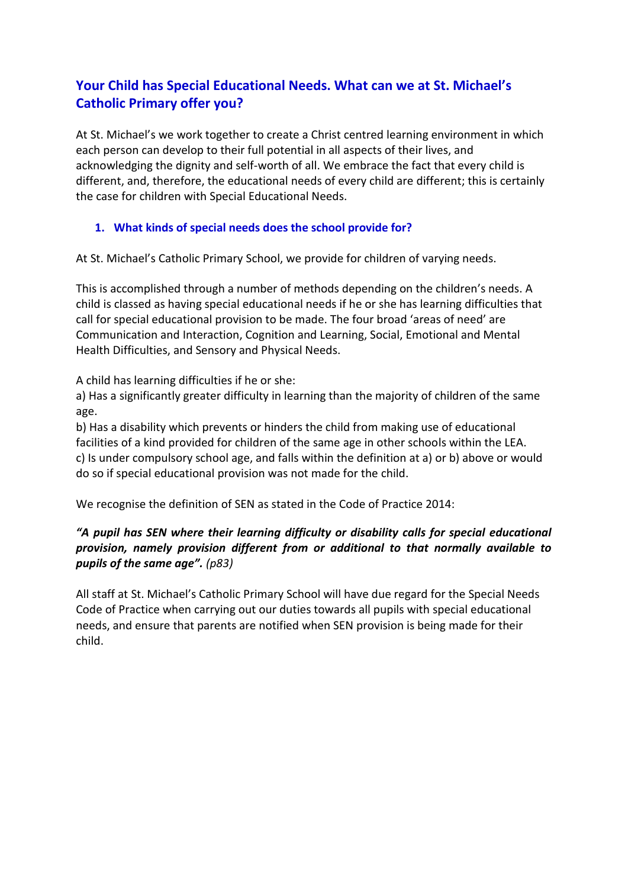## Your Child has Special Educational Needs. What can we at St. Michael's Catholic Primary offer you?

At St. Michael's we work together to create a Christ centred learning environment in which each person can develop to their full potential in all aspects of their lives, and acknowledging the dignity and self-worth of all. We embrace the fact that every child is different, and, therefore, the educational needs of every child are different; this is certainly the case for children with Special Educational Needs.

### 1. What kinds of special needs does the school provide for?

At St. Michael's Catholic Primary School, we provide for children of varying needs.

This is accomplished through a number of methods depending on the children's needs. A child is classed as having special educational needs if he or she has learning difficulties that call for special educational provision to be made. The four broad 'areas of need' are Communication and Interaction, Cognition and Learning, Social, Emotional and Mental Health Difficulties, and Sensory and Physical Needs.

A child has learning difficulties if he or she:
a) Has a significantly greater difficulty in learning than the majority of children of the same age.
b) Has a disability which prevents or hinders the child from making use of educational facilities of a kind provided for children of the same age in other schools within the LEA.
c) Is under compulsory school age, and falls within the definition at a) or b) above or would do so if special educational provision was not made for the child.

We recognise the definition of SEN as stated in the Code of Practice 2014:

***"A pupil has SEN where their learning difficulty or disability calls for special educational provision, namely provision different from or additional to that normally available to pupils of the same age".*** *(p83)*

All staff at St. Michael's Catholic Primary School will have due regard for the Special Needs Code of Practice when carrying out our duties towards all pupils with special educational needs, and ensure that parents are notified when SEN provision is being made for their child.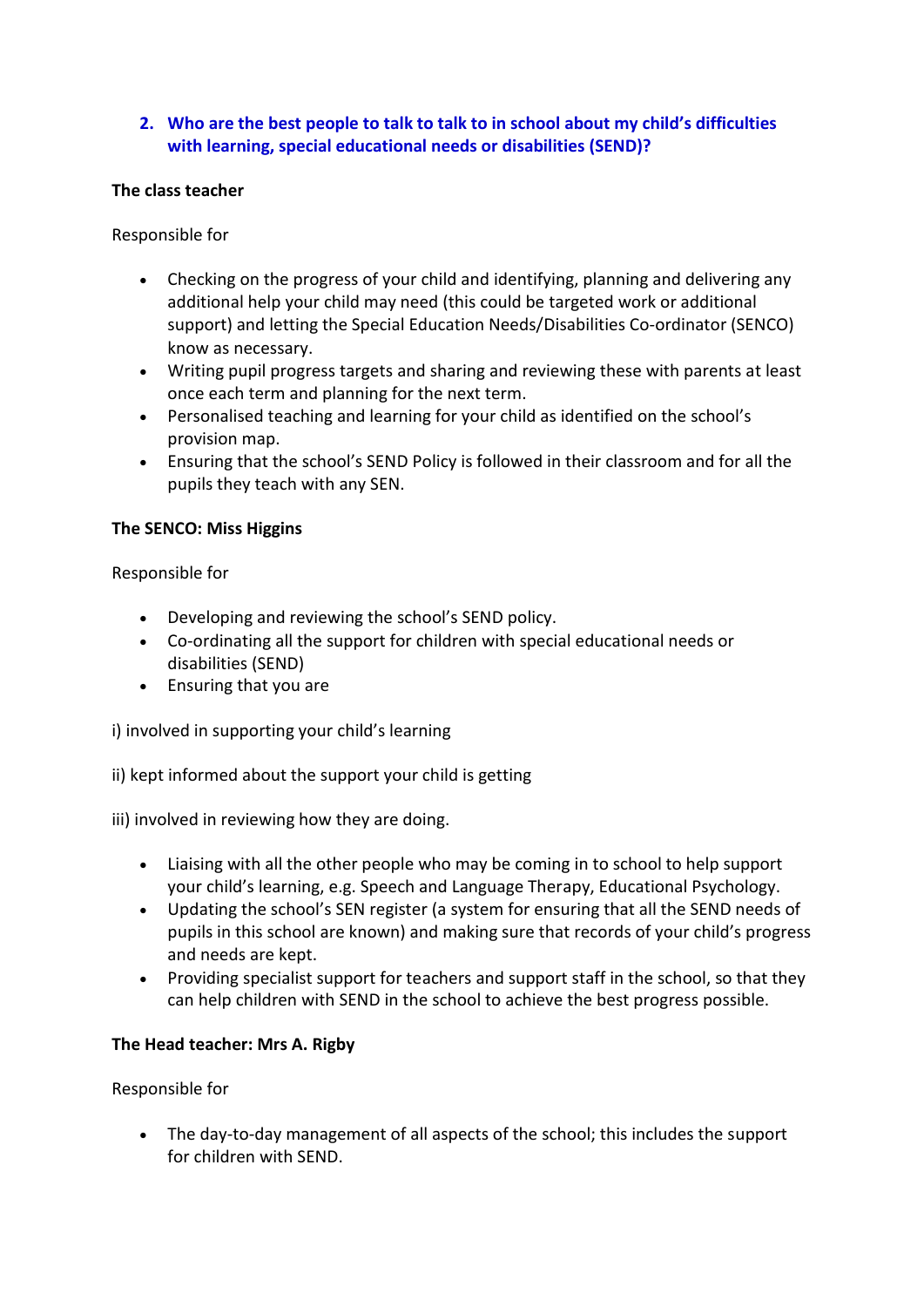## 2. Who are the best people to talk to talk to in school about my child's difficulties with learning, special educational needs or disabilities (SEND)?

**The class teacher**

Responsible for

- Checking on the progress of your child and identifying, planning and delivering any additional help your child may need (this could be targeted work or additional support) and letting the Special Education Needs/Disabilities Co-ordinator (SENCO) know as necessary.
- Writing pupil progress targets and sharing and reviewing these with parents at least once each term and planning for the next term.
- Personalised teaching and learning for your child as identified on the school's provision map.
- Ensuring that the school's SEND Policy is followed in their classroom and for all the pupils they teach with any SEN.

**The SENCO: Miss Higgins**

Responsible for

- Developing and reviewing the school's SEND policy.
- Co-ordinating all the support for children with special educational needs or disabilities (SEND)
- Ensuring that you are

i) involved in supporting your child's learning

ii) kept informed about the support your child is getting

iii) involved in reviewing how they are doing.

- Liaising with all the other people who may be coming in to school to help support your child's learning, e.g. Speech and Language Therapy, Educational Psychology.
- Updating the school's SEN register (a system for ensuring that all the SEND needs of pupils in this school are known) and making sure that records of your child's progress and needs are kept.
- Providing specialist support for teachers and support staff in the school, so that they can help children with SEND in the school to achieve the best progress possible.

**The Head teacher: Mrs A. Rigby**

Responsible for

- The day-to-day management of all aspects of the school; this includes the support for children with SEND.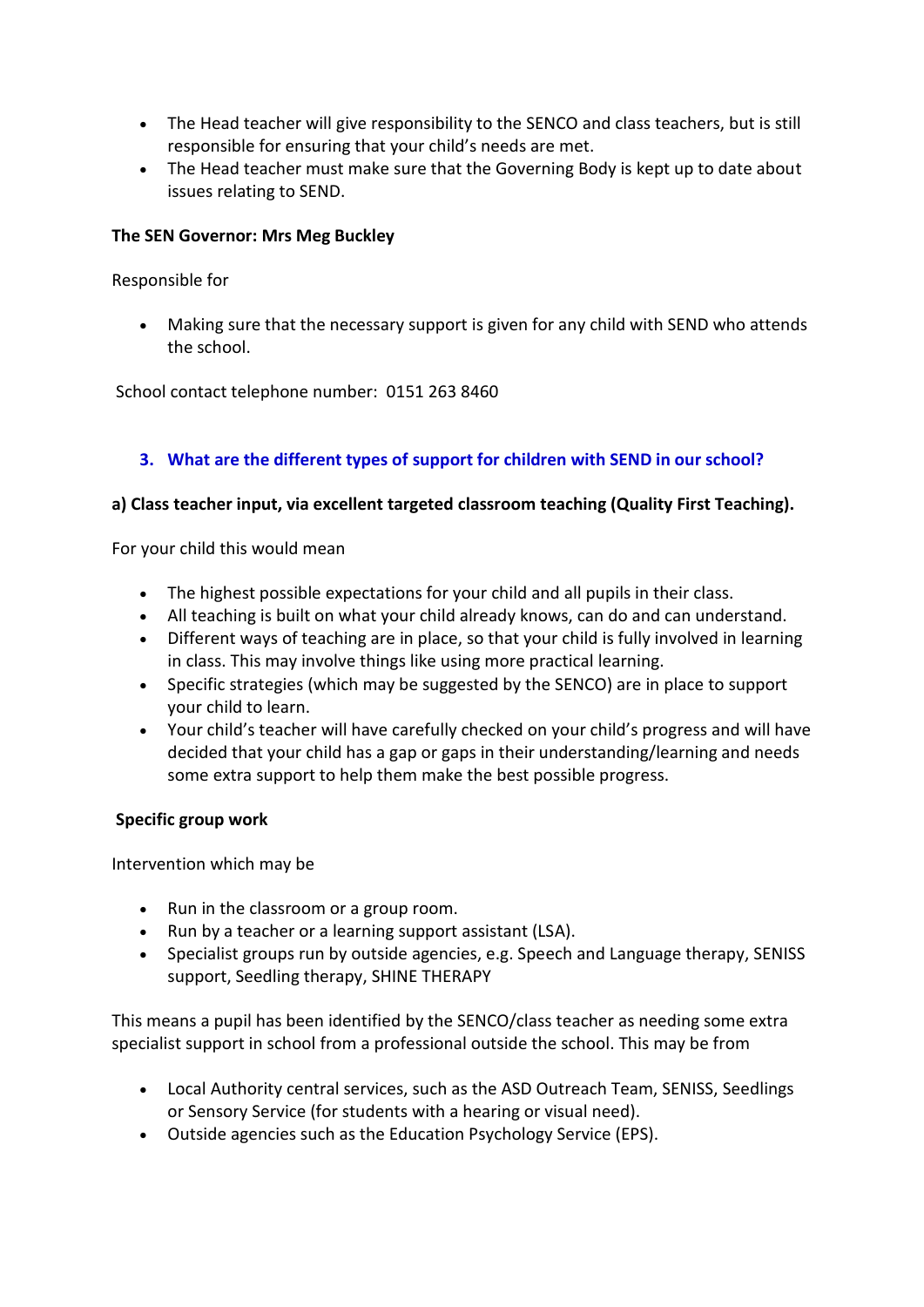- The Head teacher will give responsibility to the SENCO and class teachers, but is still responsible for ensuring that your child's needs are met.
- The Head teacher must make sure that the Governing Body is kept up to date about issues relating to SEND.

**The SEN Governor: Mrs Meg Buckley**

Responsible for

- Making sure that the necessary support is given for any child with SEND who attends the school.

School contact telephone number: 0151 263 8460

## 3. What are the different types of support for children with SEND in our school?

**a) Class teacher input, via excellent targeted classroom teaching (Quality First Teaching).**

For your child this would mean

- The highest possible expectations for your child and all pupils in their class.
- All teaching is built on what your child already knows, can do and can understand.
- Different ways of teaching are in place, so that your child is fully involved in learning in class. This may involve things like using more practical learning.
- Specific strategies (which may be suggested by the SENCO) are in place to support your child to learn.
- Your child's teacher will have carefully checked on your child's progress and will have decided that your child has a gap or gaps in their understanding/learning and needs some extra support to help them make the best possible progress.

**Specific group work**

Intervention which may be

- Run in the classroom or a group room.
- Run by a teacher or a learning support assistant (LSA).
- Specialist groups run by outside agencies, e.g. Speech and Language therapy, SENISS support, Seedling therapy, SHINE THERAPY

This means a pupil has been identified by the SENCO/class teacher as needing some extra specialist support in school from a professional outside the school. This may be from

- Local Authority central services, such as the ASD Outreach Team, SENISS, Seedlings or Sensory Service (for students with a hearing or visual need).
- Outside agencies such as the Education Psychology Service (EPS).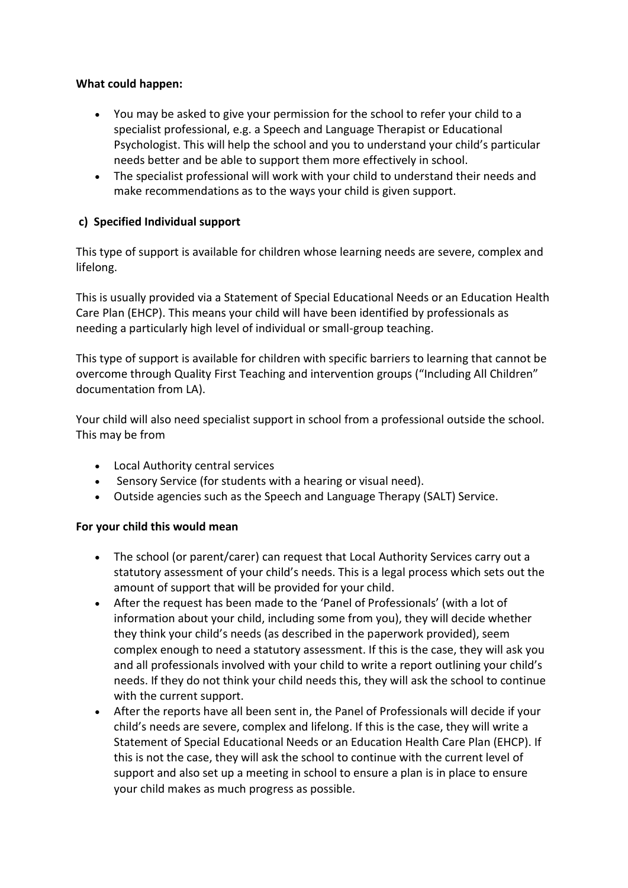**What could happen:**

- You may be asked to give your permission for the school to refer your child to a specialist professional, e.g. a Speech and Language Therapist or Educational Psychologist. This will help the school and you to understand your child's particular needs better and be able to support them more effectively in school.
- The specialist professional will work with your child to understand their needs and make recommendations as to the ways your child is given support.

**c) Specified Individual support**

This type of support is available for children whose learning needs are severe, complex and lifelong.

This is usually provided via a Statement of Special Educational Needs or an Education Health Care Plan (EHCP). This means your child will have been identified by professionals as needing a particularly high level of individual or small-group teaching.

This type of support is available for children with specific barriers to learning that cannot be overcome through Quality First Teaching and intervention groups ("Including All Children" documentation from LA).

Your child will also need specialist support in school from a professional outside the school. This may be from

- Local Authority central services
- Sensory Service (for students with a hearing or visual need).
- Outside agencies such as the Speech and Language Therapy (SALT) Service.

**For your child this would mean**

- The school (or parent/carer) can request that Local Authority Services carry out a statutory assessment of your child's needs. This is a legal process which sets out the amount of support that will be provided for your child.
- After the request has been made to the 'Panel of Professionals' (with a lot of information about your child, including some from you), they will decide whether they think your child's needs (as described in the paperwork provided), seem complex enough to need a statutory assessment. If this is the case, they will ask you and all professionals involved with your child to write a report outlining your child's needs. If they do not think your child needs this, they will ask the school to continue with the current support.
- After the reports have all been sent in, the Panel of Professionals will decide if your child's needs are severe, complex and lifelong. If this is the case, they will write a Statement of Special Educational Needs or an Education Health Care Plan (EHCP). If this is not the case, they will ask the school to continue with the current level of support and also set up a meeting in school to ensure a plan is in place to ensure your child makes as much progress as possible.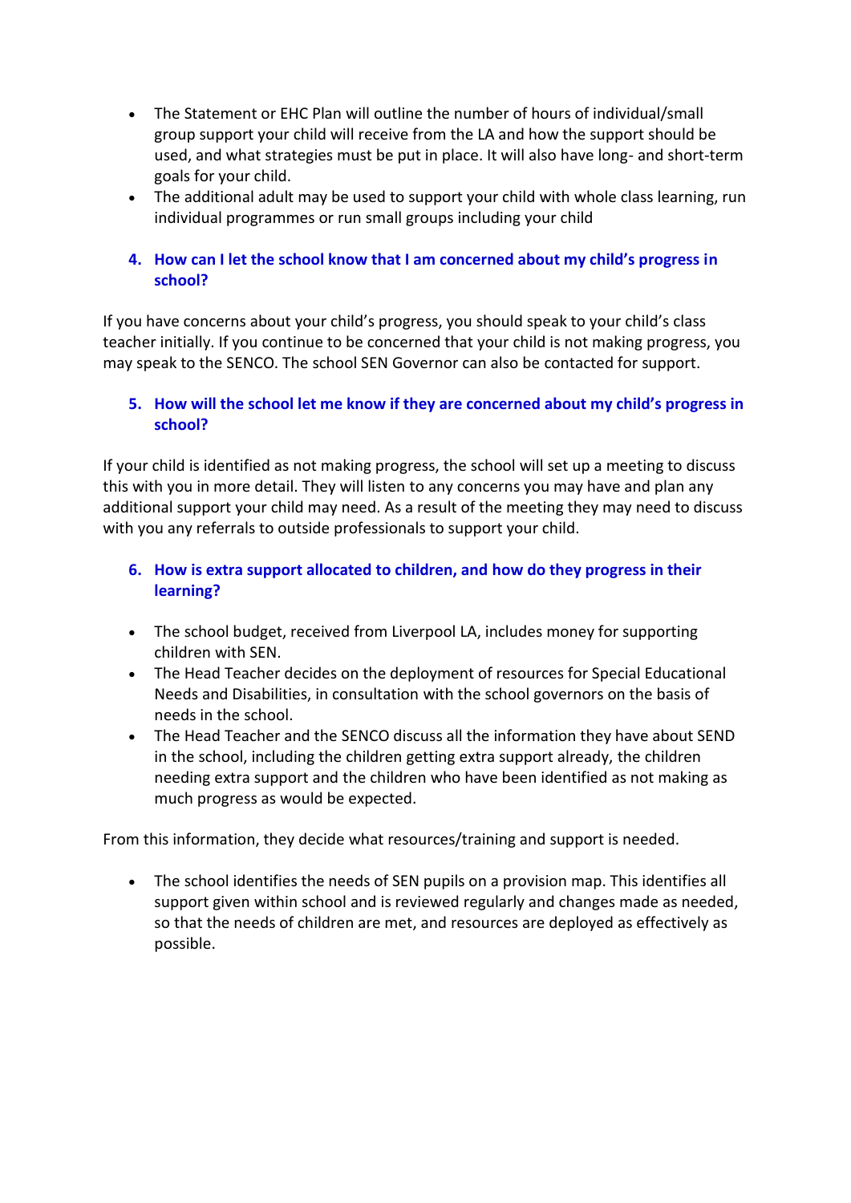- The Statement or EHC Plan will outline the number of hours of individual/small group support your child will receive from the LA and how the support should be used, and what strategies must be put in place. It will also have long- and short-term goals for your child.
- The additional adult may be used to support your child with whole class learning, run individual programmes or run small groups including your child

### 4. How can I let the school know that I am concerned about my child's progress in school?

If you have concerns about your child's progress, you should speak to your child's class teacher initially. If you continue to be concerned that your child is not making progress, you may speak to the SENCO. The school SEN Governor can also be contacted for support.

### 5. How will the school let me know if they are concerned about my child's progress in school?

If your child is identified as not making progress, the school will set up a meeting to discuss this with you in more detail. They will listen to any concerns you may have and plan any additional support your child may need. As a result of the meeting they may need to discuss with you any referrals to outside professionals to support your child.

### 6. How is extra support allocated to children, and how do they progress in their learning?

- The school budget, received from Liverpool LA, includes money for supporting children with SEN.
- The Head Teacher decides on the deployment of resources for Special Educational Needs and Disabilities, in consultation with the school governors on the basis of needs in the school.
- The Head Teacher and the SENCO discuss all the information they have about SEND in the school, including the children getting extra support already, the children needing extra support and the children who have been identified as not making as much progress as would be expected.

From this information, they decide what resources/training and support is needed.

- The school identifies the needs of SEN pupils on a provision map. This identifies all support given within school and is reviewed regularly and changes made as needed, so that the needs of children are met, and resources are deployed as effectively as possible.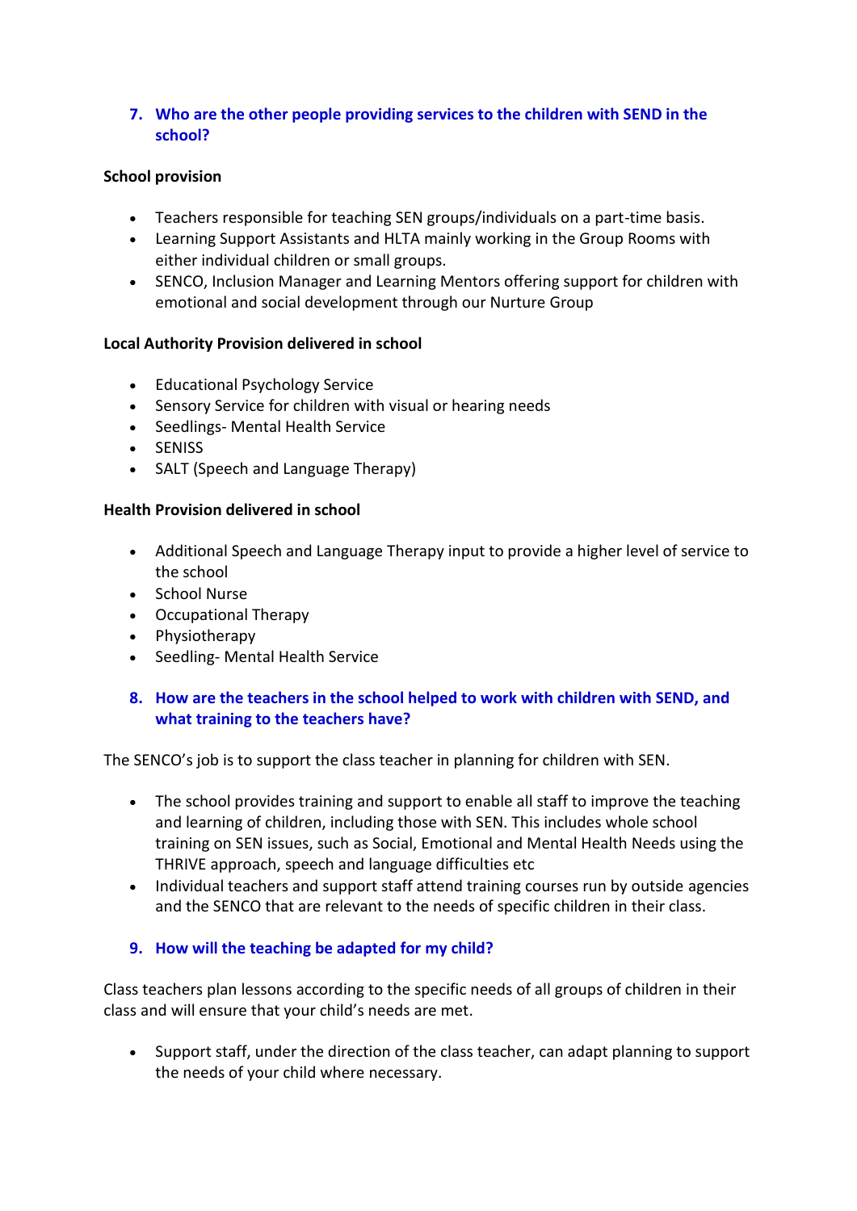### 7. Who are the other people providing services to the children with SEND in the school?

**School provision**

- Teachers responsible for teaching SEN groups/individuals on a part-time basis.
- Learning Support Assistants and HLTA mainly working in the Group Rooms with either individual children or small groups.
- SENCO, Inclusion Manager and Learning Mentors offering support for children with emotional and social development through our Nurture Group

**Local Authority Provision delivered in school**

- Educational Psychology Service
- Sensory Service for children with visual or hearing needs
- Seedlings- Mental Health Service
- SENISS
- SALT (Speech and Language Therapy)

**Health Provision delivered in school**

- Additional Speech and Language Therapy input to provide a higher level of service to the school
- School Nurse
- Occupational Therapy
- Physiotherapy
- Seedling- Mental Health Service

### 8. How are the teachers in the school helped to work with children with SEND, and what training to the teachers have?

The SENCO's job is to support the class teacher in planning for children with SEN.

- The school provides training and support to enable all staff to improve the teaching and learning of children, including those with SEN. This includes whole school training on SEN issues, such as Social, Emotional and Mental Health Needs using the THRIVE approach, speech and language difficulties etc
- Individual teachers and support staff attend training courses run by outside agencies and the SENCO that are relevant to the needs of specific children in their class.

### 9. How will the teaching be adapted for my child?

Class teachers plan lessons according to the specific needs of all groups of children in their class and will ensure that your child's needs are met.

- Support staff, under the direction of the class teacher, can adapt planning to support the needs of your child where necessary.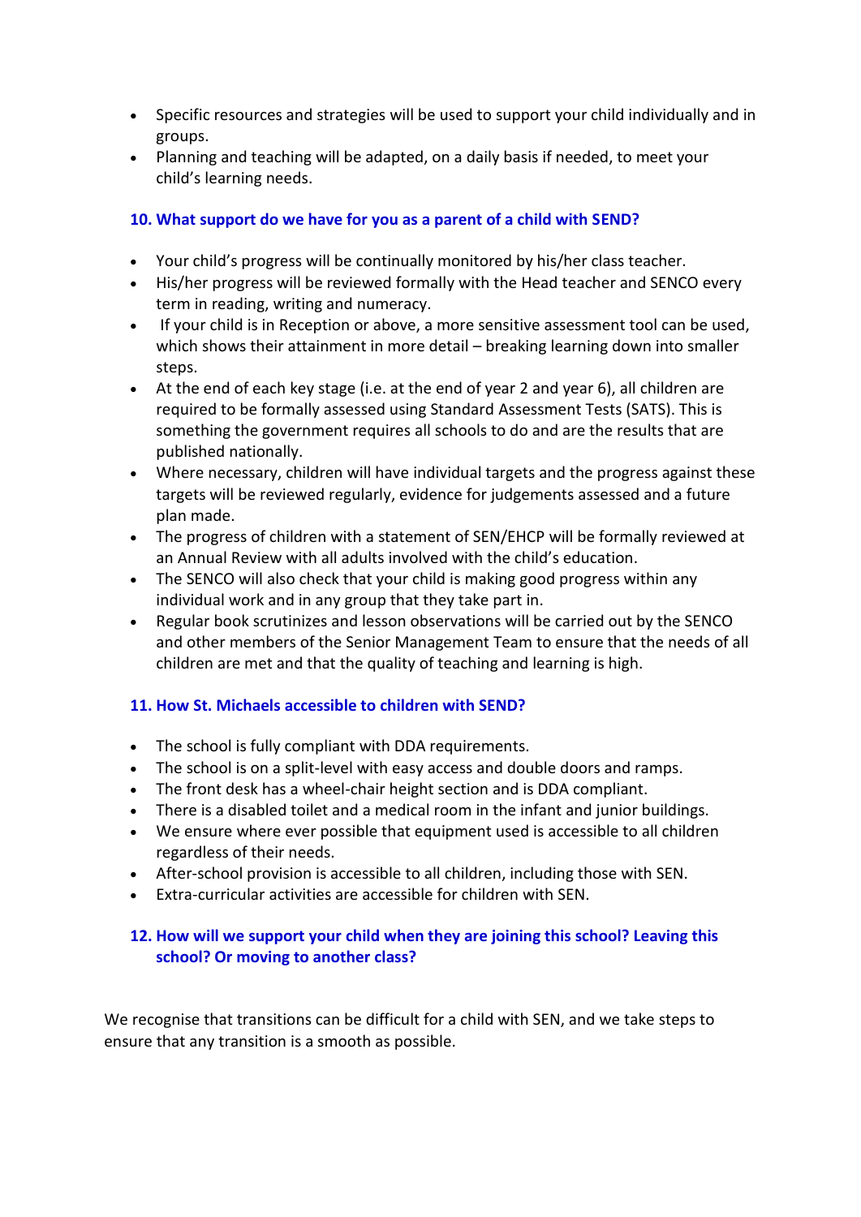- Specific resources and strategies will be used to support your child individually and in groups.
- Planning and teaching will be adapted, on a daily basis if needed, to meet your child's learning needs.

### 10. What support do we have for you as a parent of a child with SEND?

- Your child's progress will be continually monitored by his/her class teacher.
- His/her progress will be reviewed formally with the Head teacher and SENCO every term in reading, writing and numeracy.
- If your child is in Reception or above, a more sensitive assessment tool can be used, which shows their attainment in more detail – breaking learning down into smaller steps.
- At the end of each key stage (i.e. at the end of year 2 and year 6), all children are required to be formally assessed using Standard Assessment Tests (SATS). This is something the government requires all schools to do and are the results that are published nationally.
- Where necessary, children will have individual targets and the progress against these targets will be reviewed regularly, evidence for judgements assessed and a future plan made.
- The progress of children with a statement of SEN/EHCP will be formally reviewed at an Annual Review with all adults involved with the child's education.
- The SENCO will also check that your child is making good progress within any individual work and in any group that they take part in.
- Regular book scrutinizes and lesson observations will be carried out by the SENCO and other members of the Senior Management Team to ensure that the needs of all children are met and that the quality of teaching and learning is high.

### 11. How St. Michaels accessible to children with SEND?

- The school is fully compliant with DDA requirements.
- The school is on a split-level with easy access and double doors and ramps.
- The front desk has a wheel-chair height section and is DDA compliant.
- There is a disabled toilet and a medical room in the infant and junior buildings.
- We ensure where ever possible that equipment used is accessible to all children regardless of their needs.
- After-school provision is accessible to all children, including those with SEN.
- Extra-curricular activities are accessible for children with SEN.

### 12. How will we support your child when they are joining this school? Leaving this school? Or moving to another class?

We recognise that transitions can be difficult for a child with SEN, and we take steps to ensure that any transition is a smooth as possible.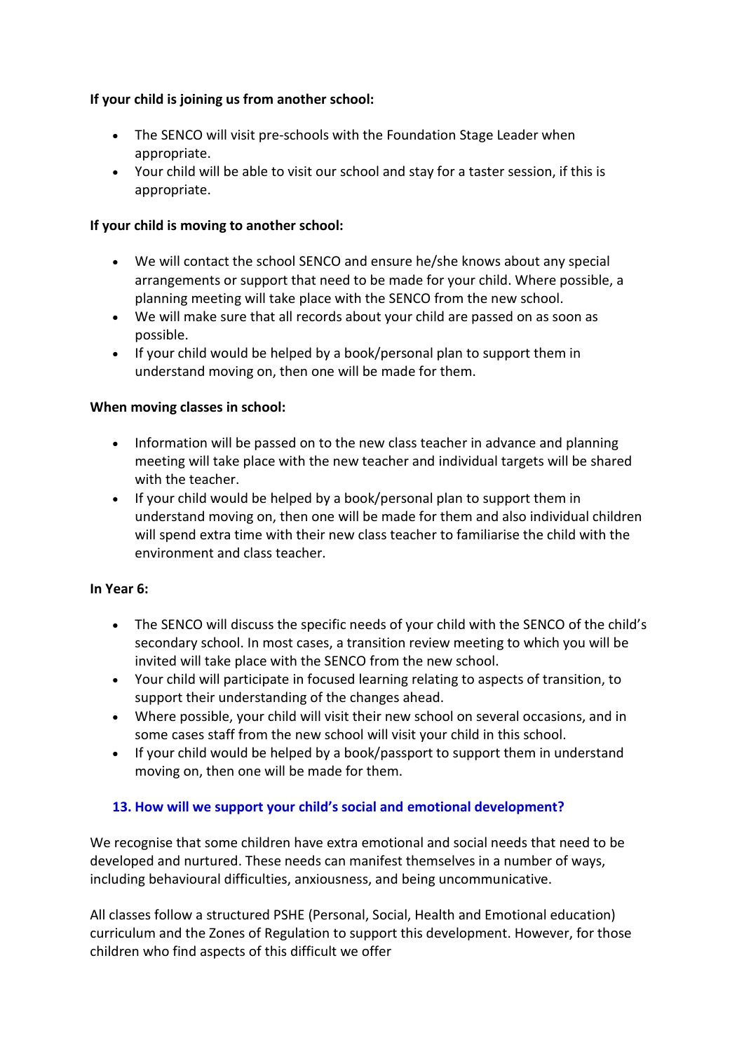**If your child is joining us from another school:**

- The SENCO will visit pre-schools with the Foundation Stage Leader when appropriate.
- Your child will be able to visit our school and stay for a taster session, if this is appropriate.

**If your child is moving to another school:**

- We will contact the school SENCO and ensure he/she knows about any special arrangements or support that need to be made for your child. Where possible, a planning meeting will take place with the SENCO from the new school.
- We will make sure that all records about your child are passed on as soon as possible.
- If your child would be helped by a book/personal plan to support them in understand moving on, then one will be made for them.

**When moving classes in school:**

- Information will be passed on to the new class teacher in advance and planning meeting will take place with the new teacher and individual targets will be shared with the teacher.
- If your child would be helped by a book/personal plan to support them in understand moving on, then one will be made for them and also individual children will spend extra time with their new class teacher to familiarise the child with the environment and class teacher.

**In Year 6:**

- The SENCO will discuss the specific needs of your child with the SENCO of the child's secondary school. In most cases, a transition review meeting to which you will be invited will take place with the SENCO from the new school.
- Your child will participate in focused learning relating to aspects of transition, to support their understanding of the changes ahead.
- Where possible, your child will visit their new school on several occasions, and in some cases staff from the new school will visit your child in this school.
- If your child would be helped by a book/passport to support them in understand moving on, then one will be made for them.

## 13. How will we support your child's social and emotional development?

We recognise that some children have extra emotional and social needs that need to be developed and nurtured. These needs can manifest themselves in a number of ways, including behavioural difficulties, anxiousness, and being uncommunicative.

All classes follow a structured PSHE (Personal, Social, Health and Emotional education) curriculum and the Zones of Regulation to support this development. However, for those children who find aspects of this difficult we offer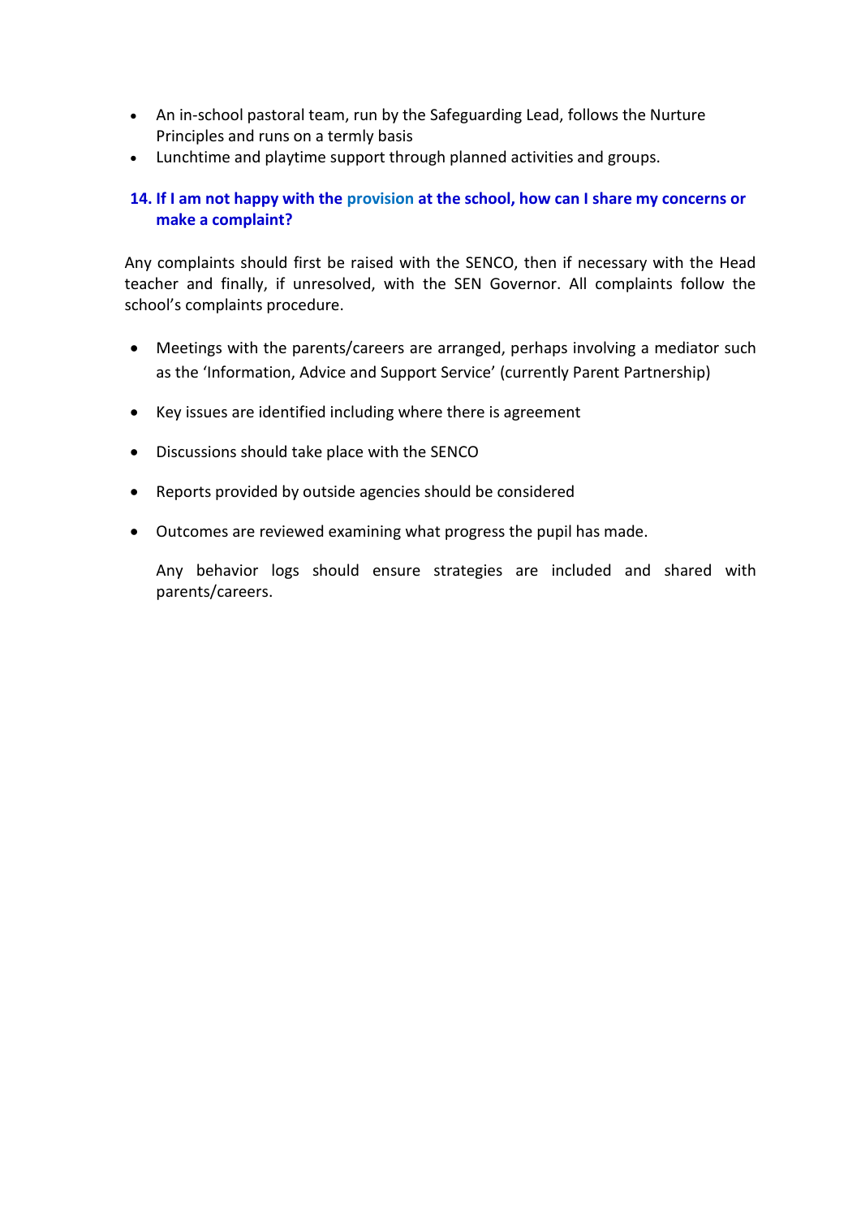- An in-school pastoral team, run by the Safeguarding Lead, follows the Nurture Principles and runs on a termly basis
- Lunchtime and playtime support through planned activities and groups.

### 14. If I am not happy with the provision at the school, how can I share my concerns or make a complaint?

Any complaints should first be raised with the SENCO, then if necessary with the Head teacher and finally, if unresolved, with the SEN Governor. All complaints follow the school's complaints procedure.

- Meetings with the parents/careers are arranged, perhaps involving a mediator such as the 'Information, Advice and Support Service' (currently Parent Partnership)
- Key issues are identified including where there is agreement
- Discussions should take place with the SENCO
- Reports provided by outside agencies should be considered
- Outcomes are reviewed examining what progress the pupil has made.

  Any behavior logs should ensure strategies are included and shared with parents/careers.